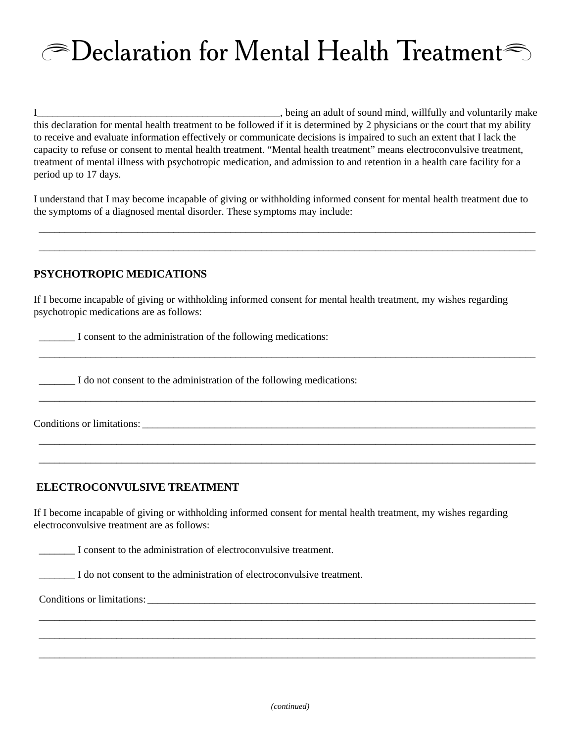# Declaration for Mental Health Treatment

I_______________________________________________, being an adult of sound mind, willfully and voluntarily make this declaration for mental health treatment to be followed if it is determined by 2 physicians or the court that my ability to receive and evaluate information effectively or communicate decisions is impaired to such an extent that I lack the capacity to refuse or consent to mental health treatment. "Mental health treatment" means electroconvulsive treatment, treatment of mental illness with psychotropic medication, and admission to and retention in a health care facility for a period up to 17 days.

I understand that I may become incapable of giving or withholding informed consent for mental health treatment due to the symptoms of a diagnosed mental disorder. These symptoms may include:

_____________________________________________________________________________________________

_____________________________________________________________________________________________

**PSYCHOTROPIC MEDICATIONS**

If I become incapable of giving or withholding informed consent for mental health treatment, my wishes regarding psychotropic medications are as follows:

_______ I consent to the administration of the following medications:

_____________________________________________________________________________________________

_______ I do not consent to the administration of the following medications:

_____________________________________________________________________________________________

Conditions or limitations: ____________________________________________________________________

_____________________________________________________________________________________________

_____________________________________________________________________________________________

**ELECTROCONVULSIVE TREATMENT**

If I become incapable of giving or withholding informed consent for mental health treatment, my wishes regarding electroconvulsive treatment are as follows:

_______ I consent to the administration of electroconvulsive treatment.

_______ I do not consent to the administration of electroconvulsive treatment.

Conditions or limitations: ____________________________________________________________________

_____________________________________________________________________________________________

_____________________________________________________________________________________________

_____________________________________________________________________________________________

*(continued)*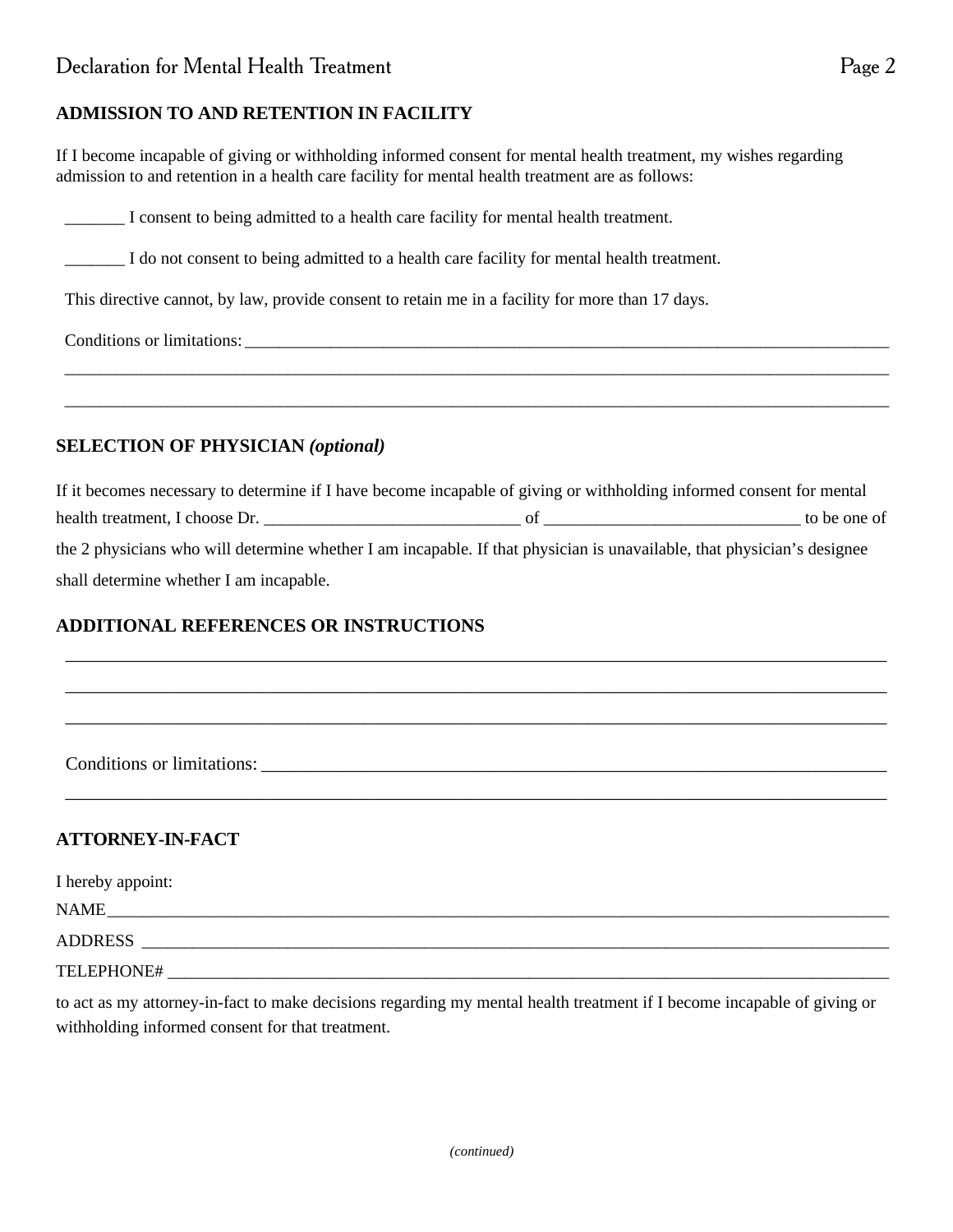## ADMISSION TO AND RETENTION IN FACILITY

If I become incapable of giving or withholding informed consent for mental health treatment, my wishes regarding admission to and retention in a health care facility for mental health treatment are as follows:

_______ I consent to being admitted to a health care facility for mental health treatment.

_______ I do not consent to being admitted to a health care facility for mental health treatment.

This directive cannot, by law, provide consent to retain me in a facility for more than 17 days.

Conditions or limitations: ______________________________________________________________________________

______________________________________________________________________________________________

______________________________________________________________________________________________

## SELECTION OF PHYSICIAN *(optional)*

If it becomes necessary to determine if I have become incapable of giving or withholding informed consent for mental health treatment, I choose Dr. ______________________________ of ______________________________ to be one of the 2 physicians who will determine whether I am incapable. If that physician is unavailable, that physician's designee shall determine whether I am incapable.

## ADDITIONAL REFERENCES OR INSTRUCTIONS

______________________________________________________________________________________________

______________________________________________________________________________________________

______________________________________________________________________________________________

Conditions or limitations: ______________________________________________________________________________

______________________________________________________________________________________________

## ATTORNEY-IN-FACT

I hereby appoint:

NAME______________________________________________________________________________________

ADDRESS __________________________________________________________________________________

TELEPHONE# _______________________________________________________________________________

to act as my attorney-in-fact to make decisions regarding my mental health treatment if I become incapable of giving or withholding informed consent for that treatment.

*(continued)*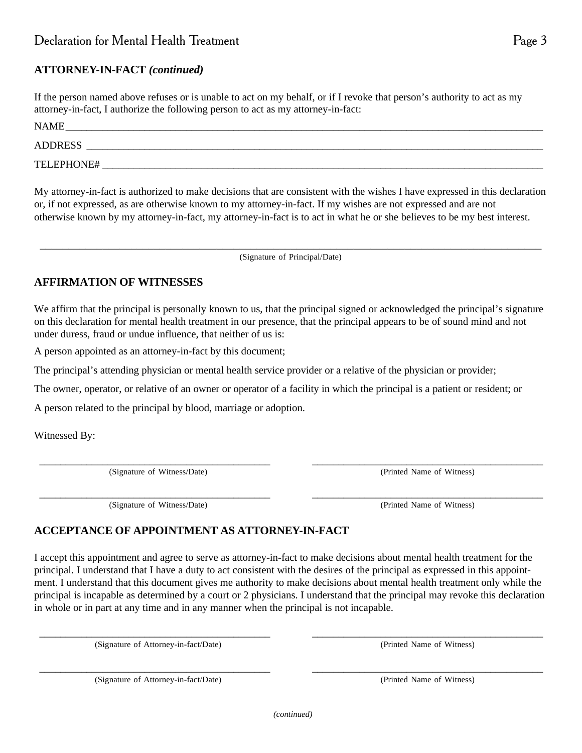**ATTORNEY-IN-FACT *(continued)***

If the person named above refuses or is unable to act on my behalf, or if I revoke that person's authority to act as my attorney-in-fact, I authorize the following person to act as my attorney-in-fact:

NAME_______________________________________________________________________________________

ADDRESS ____________________________________________________________________________________

TELEPHONE# _________________________________________________________________________________

My attorney-in-fact is authorized to make decisions that are consistent with the wishes I have expressed in this declaration or, if not expressed, as are otherwise known to my attorney-in-fact. If my wishes are not expressed and are not otherwise known by my attorney-in-fact, my attorney-in-fact is to act in what he or she believes to be my best interest.

_____________________________________________________________________________________________

(Signature of Principal/Date)

**AFFIRMATION OF WITNESSES**

We affirm that the principal is personally known to us, that the principal signed or acknowledged the principal's signature on this declaration for mental health treatment in our presence, that the principal appears to be of sound mind and not under duress, fraud or undue influence, that neither of us is:

A person appointed as an attorney-in-fact by this document;

The principal's attending physician or mental health service provider or a relative of the physician or provider;

The owner, operator, or relative of an owner or operator of a facility in which the principal is a patient or resident; or

A person related to the principal by blood, marriage or adoption.

Witnessed By:

| | |
|---|---|
| _____________________________________ | _____________________________________ |
| (Signature of Witness/Date) | (Printed Name of Witness) |
| _____________________________________ | _____________________________________ |
| (Signature of Witness/Date) | (Printed Name of Witness) |

**ACCEPTANCE OF APPOINTMENT AS ATTORNEY-IN-FACT**

I accept this appointment and agree to serve as attorney-in-fact to make decisions about mental health treatment for the principal. I understand that I have a duty to act consistent with the desires of the principal as expressed in this appointment. I understand that this document gives me authority to make decisions about mental health treatment only while the principal is incapable as determined by a court or 2 physicians. I understand that the principal may revoke this declaration in whole or in part at any time and in any manner when the principal is not incapable.

| | |
|---|---|
| _____________________________________ | _____________________________________ |
| (Signature of Attorney-in-fact/Date) | (Printed Name of Witness) |
| _____________________________________ | _____________________________________ |
| (Signature of Attorney-in-fact/Date) | (Printed Name of Witness) |

*(continued)*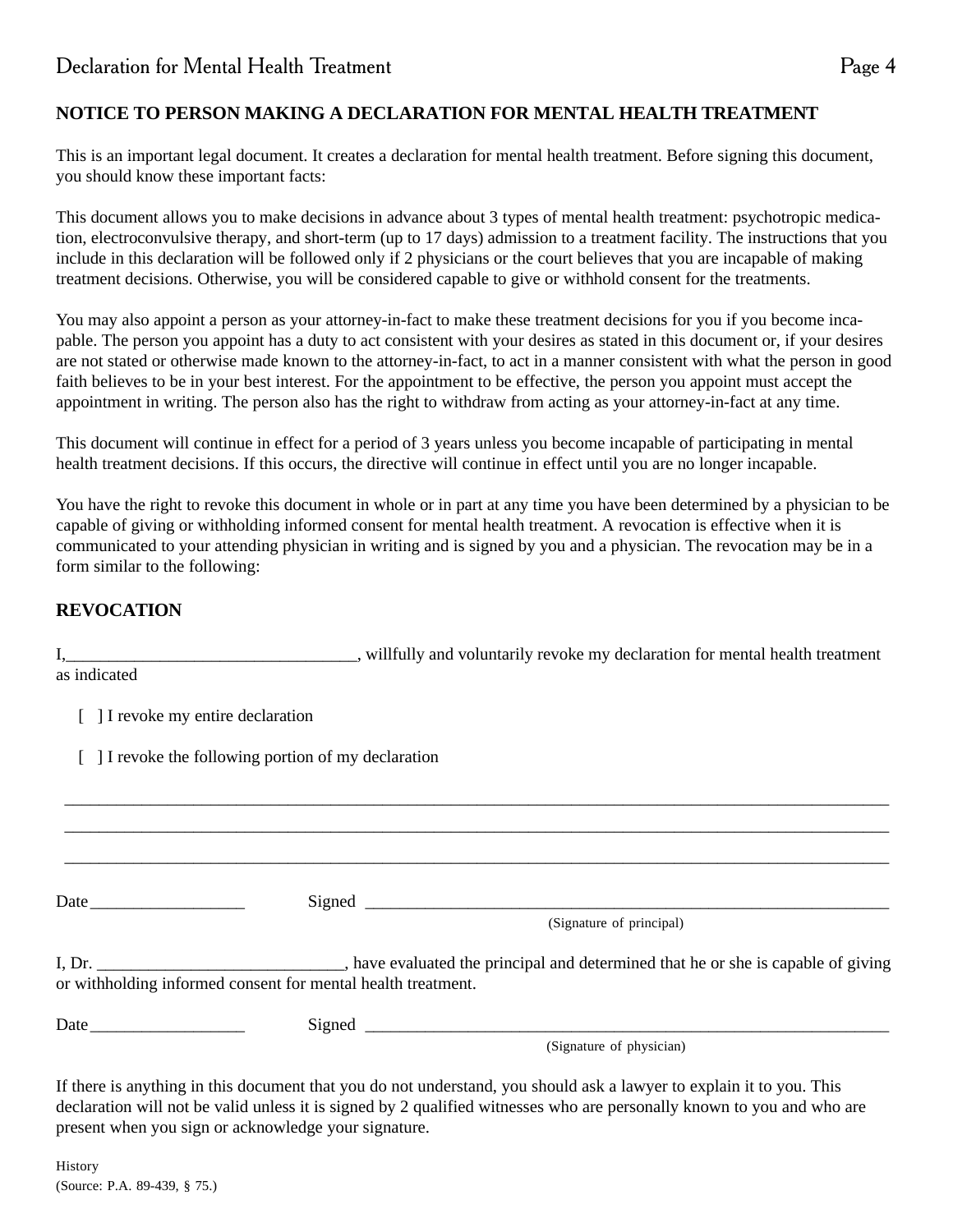## NOTICE TO PERSON MAKING A DECLARATION FOR MENTAL HEALTH TREATMENT

This is an important legal document. It creates a declaration for mental health treatment. Before signing this document, you should know these important facts:

This document allows you to make decisions in advance about 3 types of mental health treatment: psychotropic medication, electroconvulsive therapy, and short-term (up to 17 days) admission to a treatment facility. The instructions that you include in this declaration will be followed only if 2 physicians or the court believes that you are incapable of making treatment decisions. Otherwise, you will be considered capable to give or withhold consent for the treatments.

You may also appoint a person as your attorney-in-fact to make these treatment decisions for you if you become incapable. The person you appoint has a duty to act consistent with your desires as stated in this document or, if your desires are not stated or otherwise made known to the attorney-in-fact, to act in a manner consistent with what the person in good faith believes to be in your best interest. For the appointment to be effective, the person you appoint must accept the appointment in writing. The person also has the right to withdraw from acting as your attorney-in-fact at any time.

This document will continue in effect for a period of 3 years unless you become incapable of participating in mental health treatment decisions. If this occurs, the directive will continue in effect until you are no longer incapable.

You have the right to revoke this document in whole or in part at any time you have been determined by a physician to be capable of giving or withholding informed consent for mental health treatment. A revocation is effective when it is communicated to your attending physician in writing and is signed by you and a physician. The revocation may be in a form similar to the following:

## REVOCATION

I,__________________________________, willfully and voluntarily revoke my declaration for mental health treatment as indicated

[ ] I revoke my entire declaration

[ ] I revoke the following portion of my declaration

________________________________________________________________________________________________

________________________________________________________________________________________________

________________________________________________________________________________________________

Date__________________ Signed _____________________________________________________________

(Signature of principal)

I, Dr. _____________________________, have evaluated the principal and determined that he or she is capable of giving or withholding informed consent for mental health treatment.

Date__________________ Signed _____________________________________________________________

(Signature of physician)

If there is anything in this document that you do not understand, you should ask a lawyer to explain it to you. This declaration will not be valid unless it is signed by 2 qualified witnesses who are personally known to you and who are present when you sign or acknowledge your signature.

History

(Source: P.A. 89-439, § 75.)